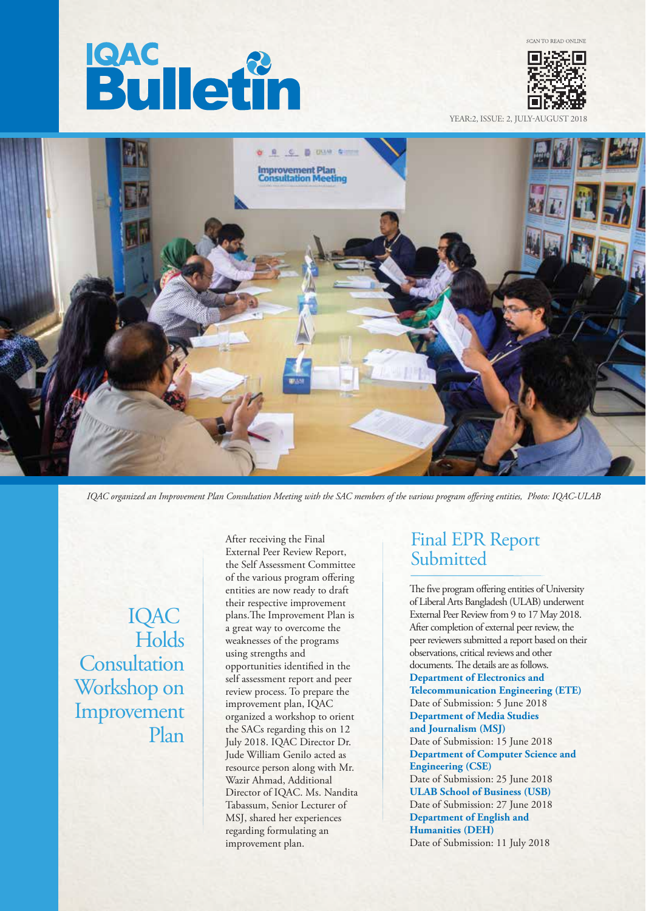# IQAC Bulletin

SCAN TO READ ONLINE

YEAR:2, ISSUE: 2, JULY-AUGUST 2018

*IQAC organized an Improvement Plan Consultation Meeting with the SAC members of the various program offering entities, Photo: IQAC-ULAB*

## IQAC Holds Consultation Workshop on Improvement Plan

After receiving the Final External Peer Review Report, the Self Assessment Committee of the various program offering entities are now ready to draft their respective improvement plans.The Improvement Plan is a great way to overcome the weaknesses of the programs using strengths and opportunities identified in the self assessment report and peer review process. To prepare the improvement plan, IQAC organized a workshop to orient the SACs regarding this on 12 July 2018. IQAC Director Dr. Jude William Genilo acted as resource person along with Mr. Wazir Ahmad, Additional Director of IQAC. Ms. Nandita Tabassum, Senior Lecturer of MSJ, shared her experiences regarding formulating an improvement plan.

## Final EPR Report Submitted

The five program offering entities of University of Liberal Arts Bangladesh (ULAB) underwent External Peer Review from 9 to 17 May 2018. After completion of external peer review, the peer reviewers submitted a report based on their observations, critical reviews and other documents. The details are as follows.

**Department of Electronics and Telecommunication Engineering (ETE)**
Date of Submission: 5 June 2018

**Department of Media Studies and Journalism (MSJ)**
Date of Submission: 15 June 2018

**Department of Computer Science and Engineering (CSE)**
Date of Submission: 25 June 2018

**ULAB School of Business (USB)**
Date of Submission: 27 June 2018

**Department of English and Humanities (DEH)**
Date of Submission: 11 July 2018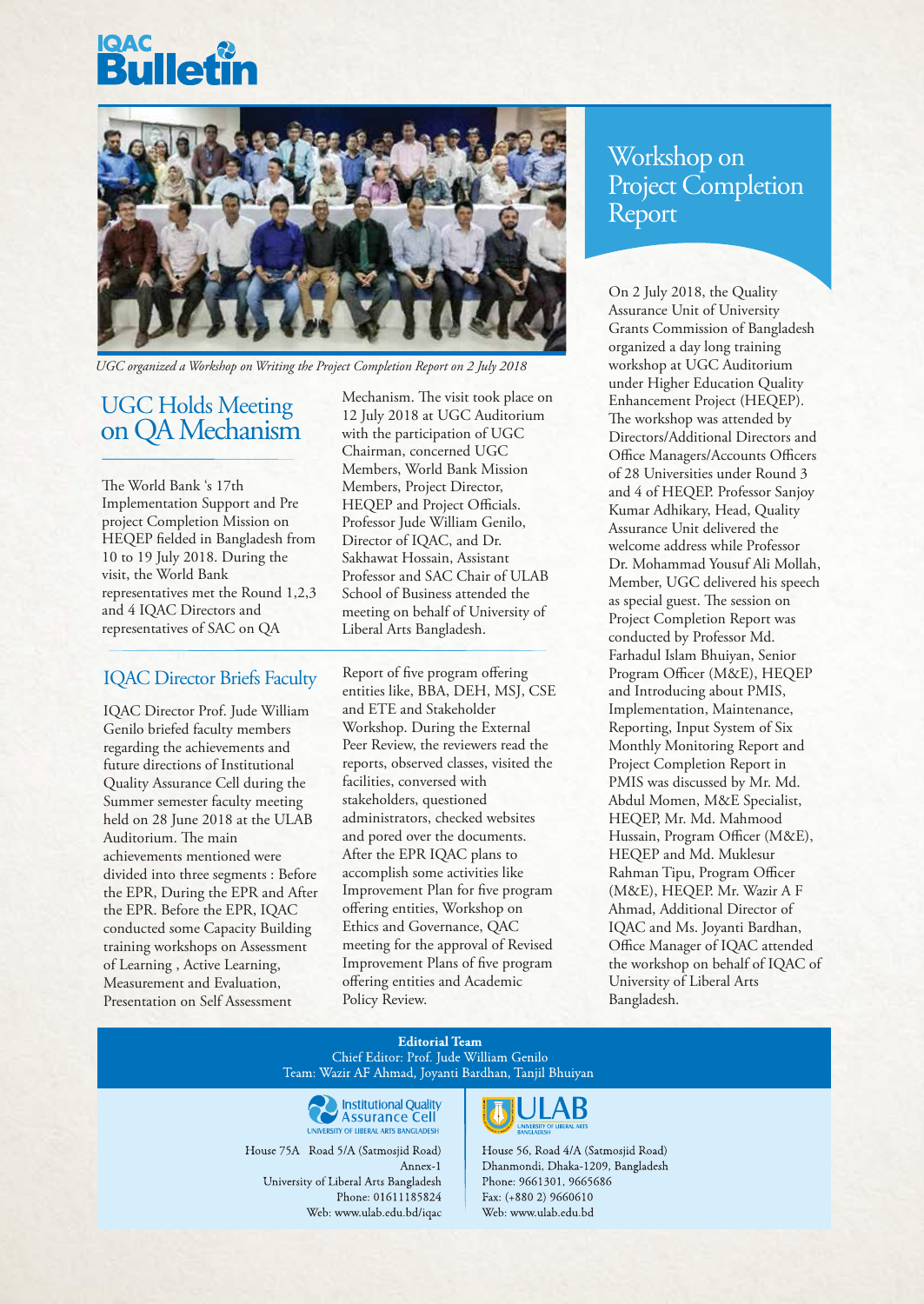# IQAC Bulletin

*UGC organized a Workshop on Writing the Project Completion Report on 2 July 2018*

## Workshop on Project Completion Report

On 2 July 2018, the Quality Assurance Unit of University Grants Commission of Bangladesh organized a day long training workshop at UGC Auditorium under Higher Education Quality Enhancement Project (HEQEP). The workshop was attended by Directors/Additional Directors and Office Managers/Accounts Officers of 28 Universities under Round 3 and 4 of HEQEP. Professor Sanjoy Kumar Adhikary, Head, Quality Assurance Unit delivered the welcome address while Professor Dr. Mohammad Yousuf Ali Mollah, Member, UGC delivered his speech as special guest. The session on Project Completion Report was conducted by Professor Md. Farhadul Islam Bhuiyan, Senior Program Officer (M&E), HEQEP and Introducing about PMIS, Implementation, Maintenance, Reporting, Input System of Six Monthly Monitoring Report and Project Completion Report in PMIS was discussed by Mr. Md. Abdul Momen, M&E Specialist, HEQEP, Mr. Md. Mahmood Hussain, Program Officer (M&E), HEQEP and Md. Muklesur Rahman Tipu, Program Officer (M&E), HEQEP. Mr. Wazir A F Ahmad, Additional Director of IQAC and Ms. Joyanti Bardhan, Office Manager of IQAC attended the workshop on behalf of IQAC of University of Liberal Arts Bangladesh.

## UGC Holds Meeting on QA Mechanism

The World Bank 's 17th Implementation Support and Pre project Completion Mission on HEQEP fielded in Bangladesh from 10 to 19 July 2018. During the visit, the World Bank representatives met the Round 1,2,3 and 4 IQAC Directors and representatives of SAC on QA Mechanism. The visit took place on 12 July 2018 at UGC Auditorium with the participation of UGC Chairman, concerned UGC Members, World Bank Mission Members, Project Director, HEQEP and Project Officials. Professor Jude William Genilo, Director of IQAC, and Dr. Sakhawat Hossain, Assistant Professor and SAC Chair of ULAB School of Business attended the meeting on behalf of University of Liberal Arts Bangladesh.

## IQAC Director Briefs Faculty

IQAC Director Prof. Jude William Genilo briefed faculty members regarding the achievements and future directions of Institutional Quality Assurance Cell during the Summer semester faculty meeting held on 28 June 2018 at the ULAB Auditorium. The main achievements mentioned were divided into three segments : Before the EPR, During the EPR and After the EPR. Before the EPR, IQAC conducted some Capacity Building training workshops on Assessment of Learning , Active Learning, Measurement and Evaluation, Presentation on Self Assessment Report of five program offering entities like, BBA, DEH, MSJ, CSE and ETE and Stakeholder Workshop. During the External Peer Review, the reviewers read the reports, observed classes, visited the facilities, conversed with stakeholders, questioned administrators, checked websites and pored over the documents. After the EPR IQAC plans to accomplish some activities like Improvement Plan for five program offering entities, Workshop on Ethics and Governance, QAC meeting for the approval of Revised Improvement Plans of five program offering entities and Academic Policy Review.

**Editorial Team**
Chief Editor: Prof. Jude William Genilo
Team: Wazir AF Ahmad, Joyanti Bardhan, Tanjil Bhuiyan

Institutional Quality Assurance Cell
UNIVERSITY OF LIBERAL ARTS BANGLADESH

House 75A Road 5/A (Satmosjid Road)
Annex-1
University of Liberal Arts Bangladesh
Phone: 01611185824
Web: www.ulab.edu.bd/iqac

ULAB
UNIVERSITY OF LIBERAL ARTS BANGLADESH

House 56, Road 4/A (Satmosjid Road)
Dhanmondi, Dhaka-1209, Bangladesh
Phone: 9661301, 9665686
Fax: (+880 2) 9660610
Web: www.ulab.edu.bd